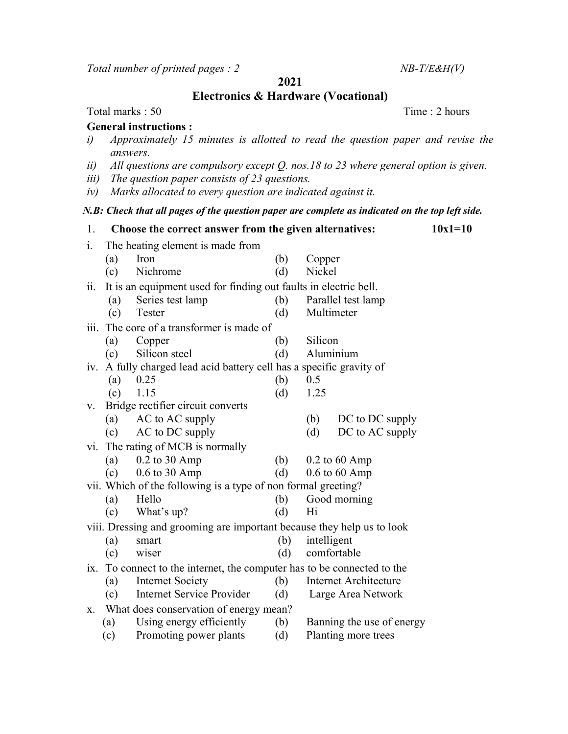*Total number of printed pages : 2* *NB-T/E&H(V)*

**2021**

## Electronics & Hardware (Vocational)

Total marks : 50 Time : 2 hours

**General instructions :**

*i) Approximately 15 minutes is allotted to read the question paper and revise the answers.*

*ii) All questions are compulsory except Q. nos.18 to 23 where general option is given.*

*iii) The question paper consists of 23 questions.*

*iv) Marks allocated to every question are indicated against it.*

***N.B: Check that all pages of the question paper are complete as indicated on the top left side.***

1. **Choose the correct answer from the given alternatives:** **10x1=10**

i. The heating element is made from
- (a) Iron (b) Copper
- (c) Nichrome (d) Nickel

ii. It is an equipment used for finding out faults in electric bell.
- (a) Series test lamp (b) Parallel test lamp
- (c) Tester (d) Multimeter

iii. The core of a transformer is made of
- (a) Copper (b) Silicon
- (c) Silicon steel (d) Aluminium

iv. A fully charged lead acid battery cell has a specific gravity of
- (a) 0.25 (b) 0.5
- (c) 1.15 (d) 1.25

v. Bridge rectifier circuit converts
- (a) AC to AC supply (b) DC to DC supply
- (c) AC to DC supply (d) DC to AC supply

vi. The rating of MCB is normally
- (a) 0.2 to 30 Amp (b) 0.2 to 60 Amp
- (c) 0.6 to 30 Amp (d) 0.6 to 60 Amp

vii. Which of the following is a type of non formal greeting?
- (a) Hello (b) Good morning
- (c) What's up? (d) Hi

viii. Dressing and grooming are important because they help us to look
- (a) smart (b) intelligent
- (c) wiser (d) comfortable

ix. To connect to the internet, the computer has to be connected to the
- (a) Internet Society (b) Internet Architecture
- (c) Internet Service Provider (d) Large Area Network

x. What does conservation of energy mean?
- (a) Using energy efficiently (b) Banning the use of energy
- (c) Promoting power plants (d) Planting more trees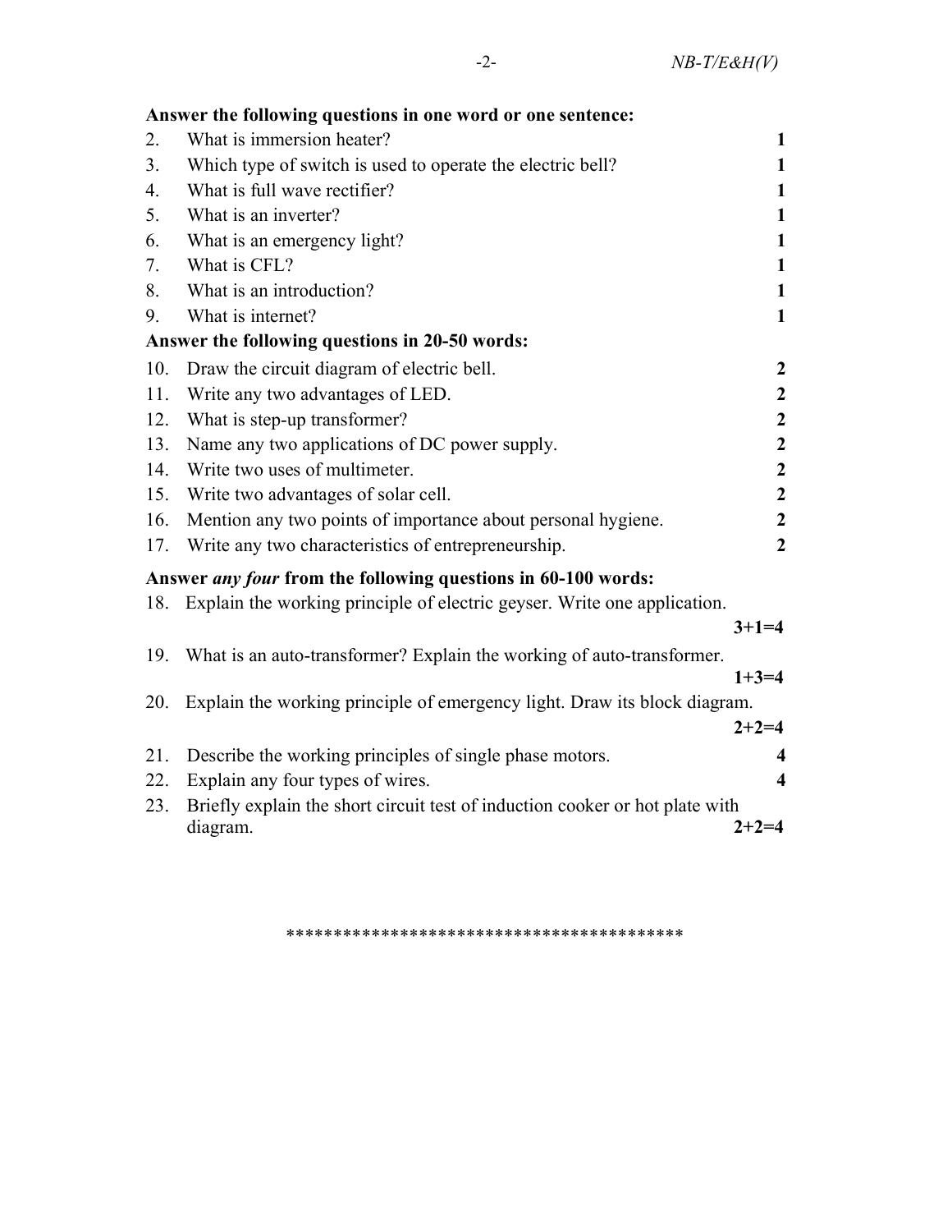**Answer the following questions in one word or one sentence:**

2. What is immersion heater? **1**
3. Which type of switch is used to operate the electric bell? **1**
4. What is full wave rectifier? **1**
5. What is an inverter? **1**
6. What is an emergency light? **1**
7. What is CFL? **1**
8. What is an introduction? **1**
9. What is internet? **1**

**Answer the following questions in 20-50 words:**

10. Draw the circuit diagram of electric bell. **2**
11. Write any two advantages of LED. **2**
12. What is step-up transformer? **2**
13. Name any two applications of DC power supply. **2**
14. Write two uses of multimeter. **2**
15. Write two advantages of solar cell. **2**
16. Mention any two points of importance about personal hygiene. **2**
17. Write any two characteristics of entrepreneurship. **2**

**Answer *any four* from the following questions in 60-100 words:**

18. Explain the working principle of electric geyser. Write one application. **3+1=4**
19. What is an auto-transformer? Explain the working of auto-transformer. **1+3=4**
20. Explain the working principle of emergency light. Draw its block diagram. **2+2=4**
21. Describe the working principles of single phase motors. **4**
22. Explain any four types of wires. **4**
23. Briefly explain the short circuit test of induction cooker or hot plate with diagram. **2+2=4**

\*\*\*\*\*\*\*\*\*\*\*\*\*\*\*\*\*\*\*\*\*\*\*\*\*\*\*\*\*\*\*\*\*\*\*\*\*\*\*\*\*\*\*\*